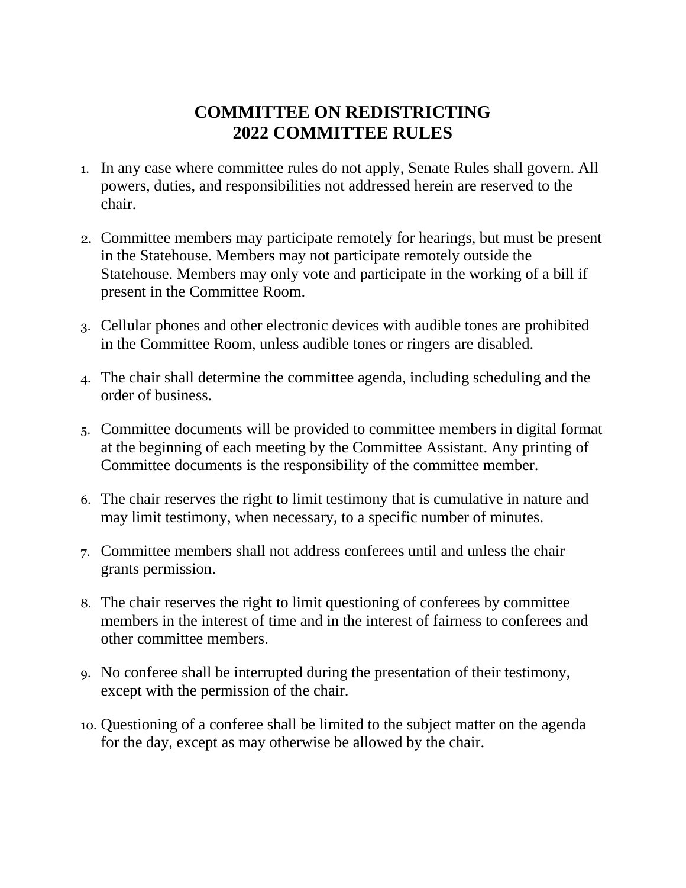# COMMITTEE ON REDISTRICTING
# 2022 COMMITTEE RULES

1. In any case where committee rules do not apply, Senate Rules shall govern. All powers, duties, and responsibilities not addressed herein are reserved to the chair.

2. Committee members may participate remotely for hearings, but must be present in the Statehouse. Members may not participate remotely outside the Statehouse. Members may only vote and participate in the working of a bill if present in the Committee Room.

3. Cellular phones and other electronic devices with audible tones are prohibited in the Committee Room, unless audible tones or ringers are disabled.

4. The chair shall determine the committee agenda, including scheduling and the order of business.

5. Committee documents will be provided to committee members in digital format at the beginning of each meeting by the Committee Assistant. Any printing of Committee documents is the responsibility of the committee member.

6. The chair reserves the right to limit testimony that is cumulative in nature and may limit testimony, when necessary, to a specific number of minutes.

7. Committee members shall not address conferees until and unless the chair grants permission.

8. The chair reserves the right to limit questioning of conferees by committee members in the interest of time and in the interest of fairness to conferees and other committee members.

9. No conferee shall be interrupted during the presentation of their testimony, except with the permission of the chair.

10. Questioning of a conferee shall be limited to the subject matter on the agenda for the day, except as may otherwise be allowed by the chair.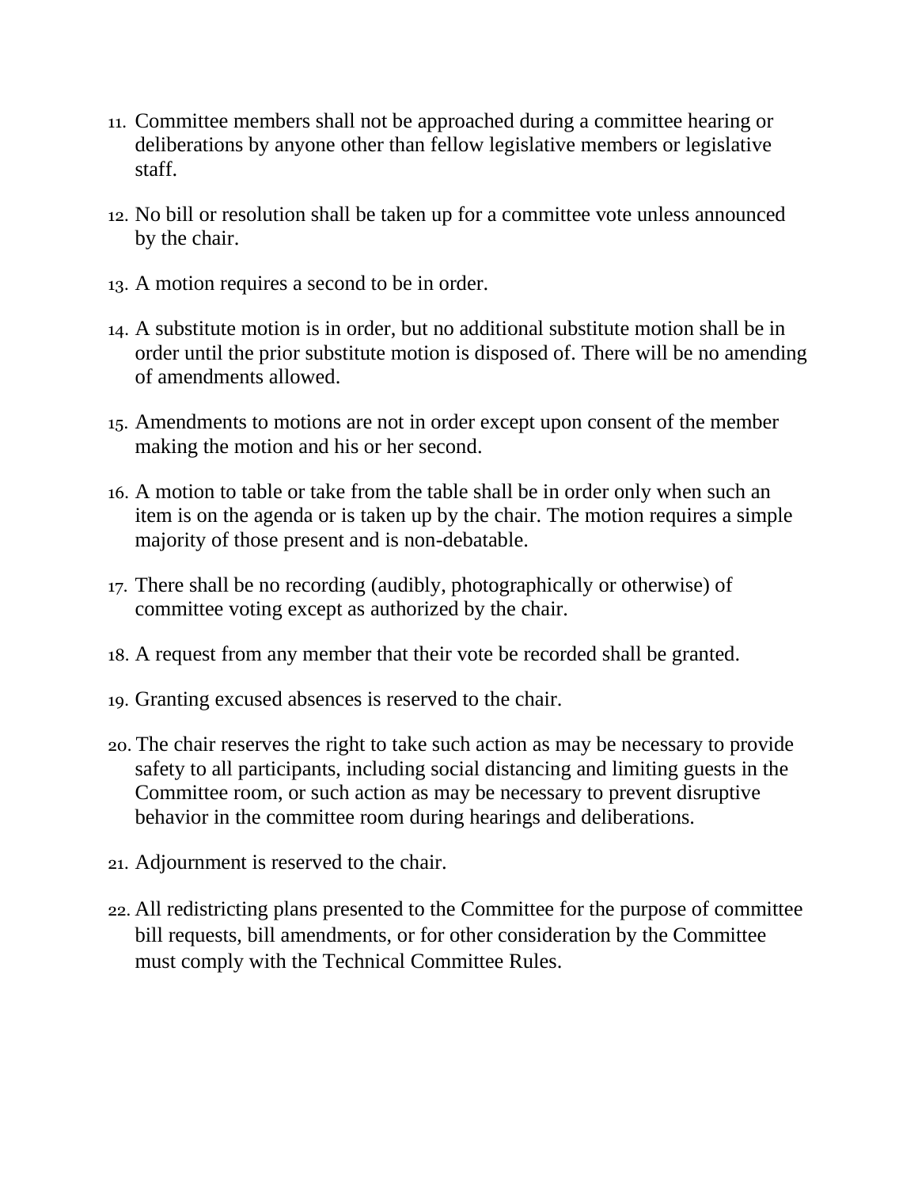11. Committee members shall not be approached during a committee hearing or deliberations by anyone other than fellow legislative members or legislative staff.

12. No bill or resolution shall be taken up for a committee vote unless announced by the chair.

13. A motion requires a second to be in order.

14. A substitute motion is in order, but no additional substitute motion shall be in order until the prior substitute motion is disposed of. There will be no amending of amendments allowed.

15. Amendments to motions are not in order except upon consent of the member making the motion and his or her second.

16. A motion to table or take from the table shall be in order only when such an item is on the agenda or is taken up by the chair. The motion requires a simple majority of those present and is non-debatable.

17. There shall be no recording (audibly, photographically or otherwise) of committee voting except as authorized by the chair.

18. A request from any member that their vote be recorded shall be granted.

19. Granting excused absences is reserved to the chair.

20. The chair reserves the right to take such action as may be necessary to provide safety to all participants, including social distancing and limiting guests in the Committee room, or such action as may be necessary to prevent disruptive behavior in the committee room during hearings and deliberations.

21. Adjournment is reserved to the chair.

22. All redistricting plans presented to the Committee for the purpose of committee bill requests, bill amendments, or for other consideration by the Committee must comply with the Technical Committee Rules.